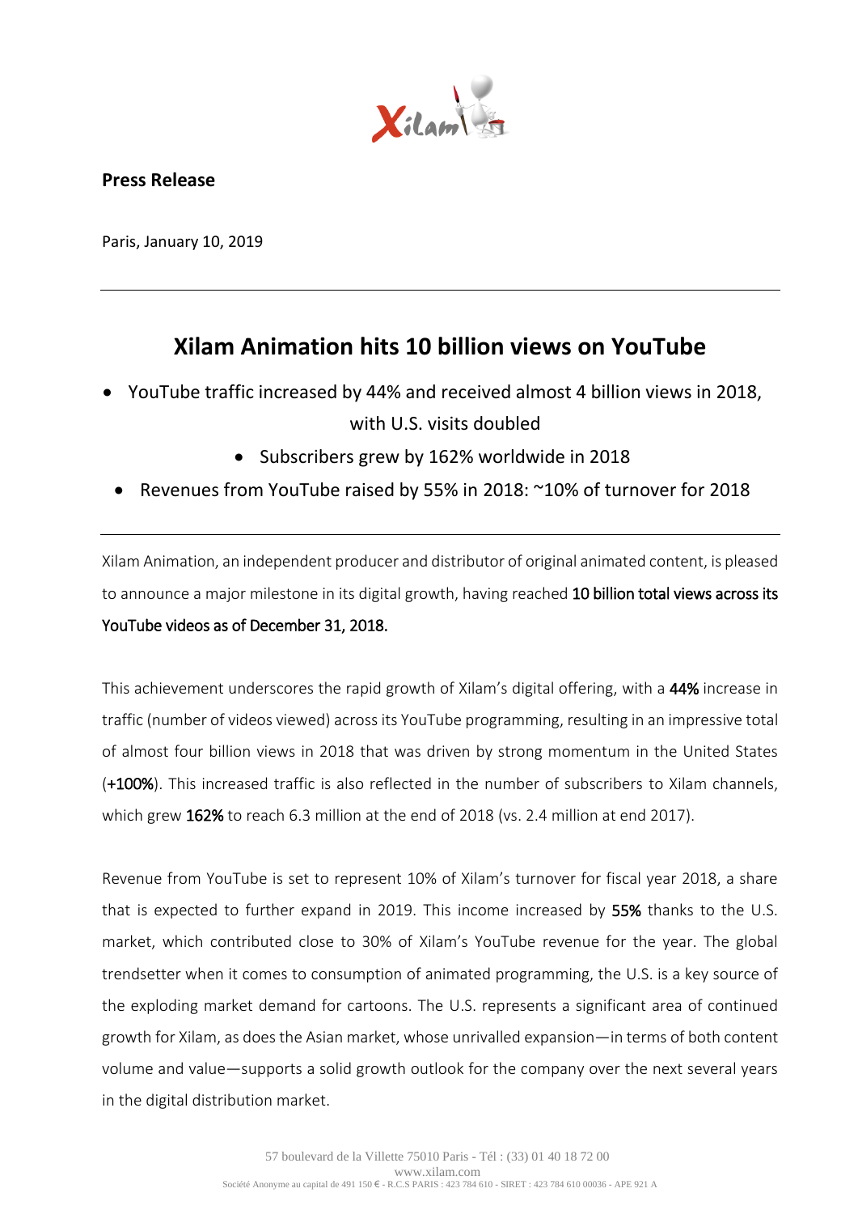**Press Release**

Paris, January 10, 2019

---

# Xilam Animation hits 10 billion views on YouTube

- YouTube traffic increased by 44% and received almost 4 billion views in 2018, with U.S. visits doubled
- Subscribers grew by 162% worldwide in 2018
- Revenues from YouTube raised by 55% in 2018: ~10% of turnover for 2018

---

Xilam Animation, an independent producer and distributor of original animated content, is pleased to announce a major milestone in its digital growth, having reached **10 billion total views across its YouTube videos as of December 31, 2018.**

This achievement underscores the rapid growth of Xilam's digital offering, with a **44%** increase in traffic (number of videos viewed) across its YouTube programming, resulting in an impressive total of almost four billion views in 2018 that was driven by strong momentum in the United States (**+100%**). This increased traffic is also reflected in the number of subscribers to Xilam channels, which grew **162%** to reach 6.3 million at the end of 2018 (vs. 2.4 million at end 2017).

Revenue from YouTube is set to represent 10% of Xilam's turnover for fiscal year 2018, a share that is expected to further expand in 2019. This income increased by **55%** thanks to the U.S. market, which contributed close to 30% of Xilam's YouTube revenue for the year. The global trendsetter when it comes to consumption of animated programming, the U.S. is a key source of the exploding market demand for cartoons. The U.S. represents a significant area of continued growth for Xilam, as does the Asian market, whose unrivalled expansion—in terms of both content volume and value—supports a solid growth outlook for the company over the next several years in the digital distribution market.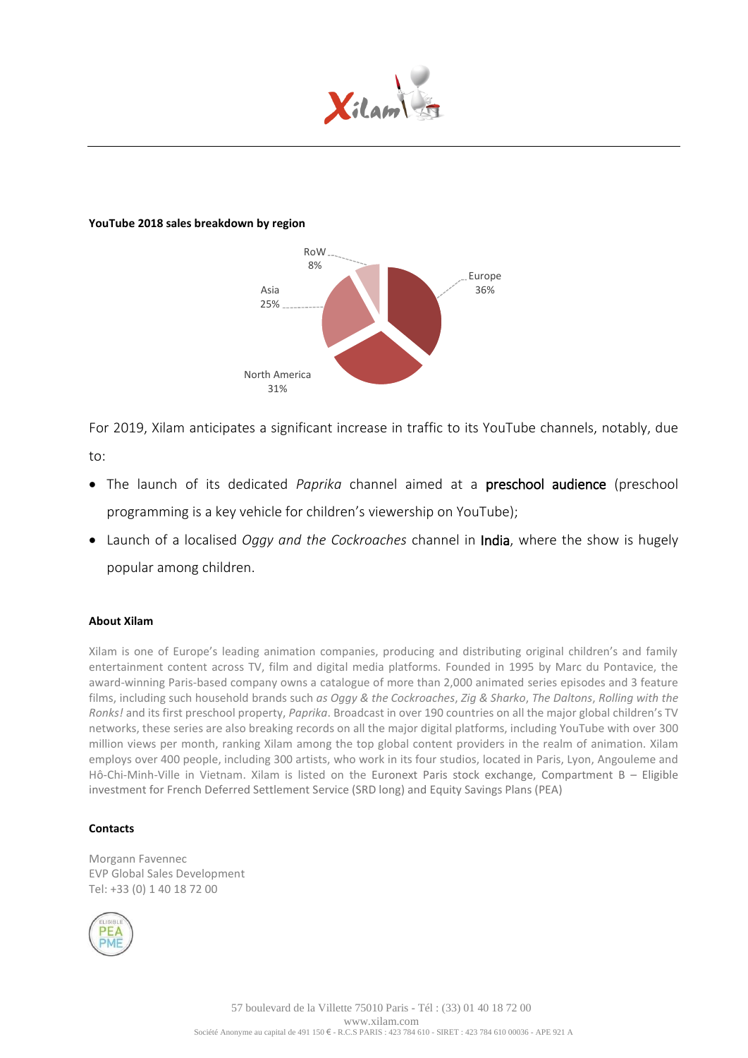**YouTube 2018 sales breakdown by region**

RoW
8%
Europe
36%
Asia
25%
North America
31%

For 2019, Xilam anticipates a significant increase in traffic to its YouTube channels, notably, due to:

- The launch of its dedicated *Paprika* channel aimed at a preschool audience (preschool programming is a key vehicle for children's viewership on YouTube);
- Launch of a localised *Oggy and the Cockroaches* channel in India, where the show is hugely popular among children.

**About Xilam**

Xilam is one of Europe's leading animation companies, producing and distributing original children's and family entertainment content across TV, film and digital media platforms. Founded in 1995 by Marc du Pontavice, the award-winning Paris-based company owns a catalogue of more than 2,000 animated series episodes and 3 feature films, including such household brands such *as Oggy & the Cockroaches*, *Zig & Sharko*, *The Daltons*, *Rolling with the Ronks!* and its first preschool property, *Paprika*. Broadcast in over 190 countries on all the major global children's TV networks, these series are also breaking records on all the major digital platforms, including YouTube with over 300 million views per month, ranking Xilam among the top global content providers in the realm of animation. Xilam employs over 400 people, including 300 artists, who work in its four studios, located in Paris, Lyon, Angouleme and Hô-Chi-Minh-Ville in Vietnam. Xilam is listed on the Euronext Paris stock exchange, Compartment B – Eligible investment for French Deferred Settlement Service (SRD long) and Equity Savings Plans (PEA)

**Contacts**

Morgann Favennec
EVP Global Sales Development
Tel: +33 (0) 1 40 18 72 00

57 boulevard de la Villette 75010 Paris - Tél : (33) 01 40 18 72 00
www.xilam.com
Société Anonyme au capital de 491 150 € - R.C.S PARIS : 423 784 610 - SIRET : 423 784 610 00036 - APE 921 A